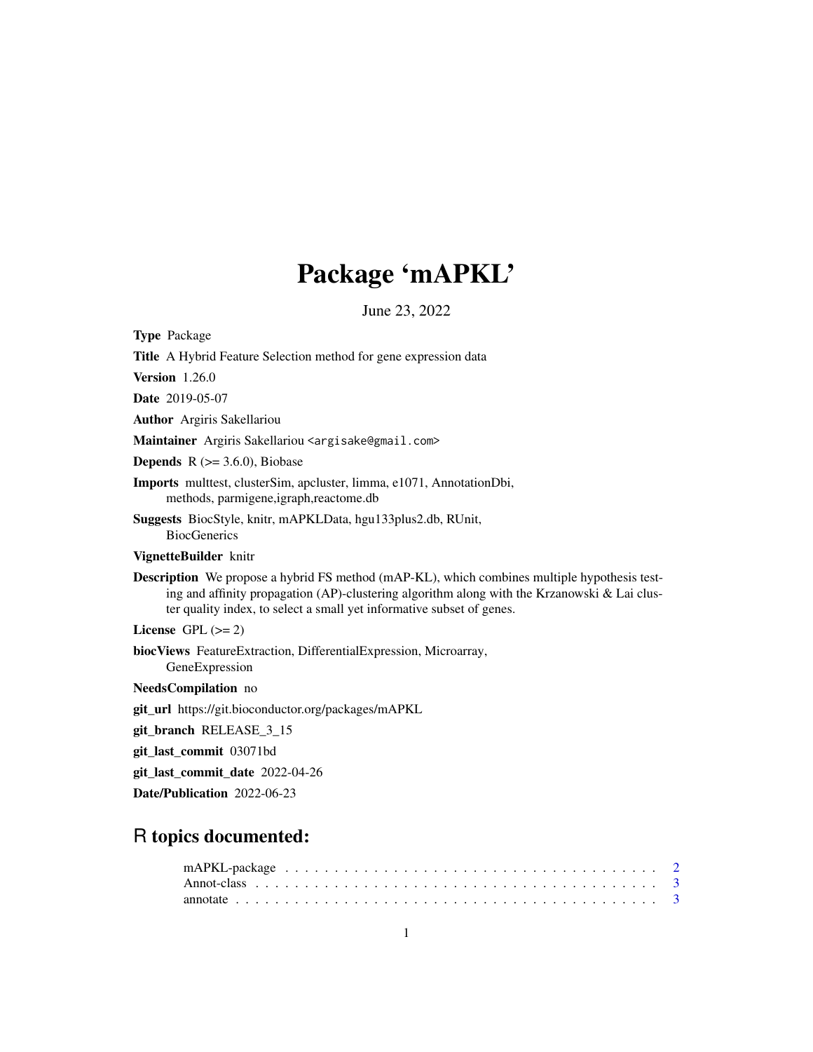# Package 'mAPKL'

June 23, 2022

**Type** Package

**Title** A Hybrid Feature Selection method for gene expression data

**Version** 1.26.0

**Date** 2019-05-07

**Author** Argiris Sakellariou

**Maintainer** Argiris Sakellariou <argisake@gmail.com>

**Depends** R (>= 3.6.0), Biobase

**Imports** multtest, clusterSim, apcluster, limma, e1071, AnnotationDbi, methods, parmigene,igraph,reactome.db

**Suggests** BiocStyle, knitr, mAPKLData, hgu133plus2.db, RUnit, BiocGenerics

**VignetteBuilder** knitr

**Description** We propose a hybrid FS method (mAP-KL), which combines multiple hypothesis testing and affinity propagation (AP)-clustering algorithm along with the Krzanowski & Lai cluster quality index, to select a small yet informative subset of genes.

**License** GPL (>= 2)

**biocViews** FeatureExtraction, DifferentialExpression, Microarray, GeneExpression

**NeedsCompilation** no

**git_url** https://git.bioconductor.org/packages/mAPKL

**git_branch** RELEASE_3_15

**git_last_commit** 03071bd

**git_last_commit_date** 2022-04-26

**Date/Publication** 2022-06-23

## R topics documented:

mAPKL-package . . . . . . . . . . . . . . . . . . . . . . . . . . . . . . . . . . . . . 2
Annot-class . . . . . . . . . . . . . . . . . . . . . . . . . . . . . . . . . . . . . . . 3
annotate . . . . . . . . . . . . . . . . . . . . . . . . . . . . . . . . . . . . . . . . 3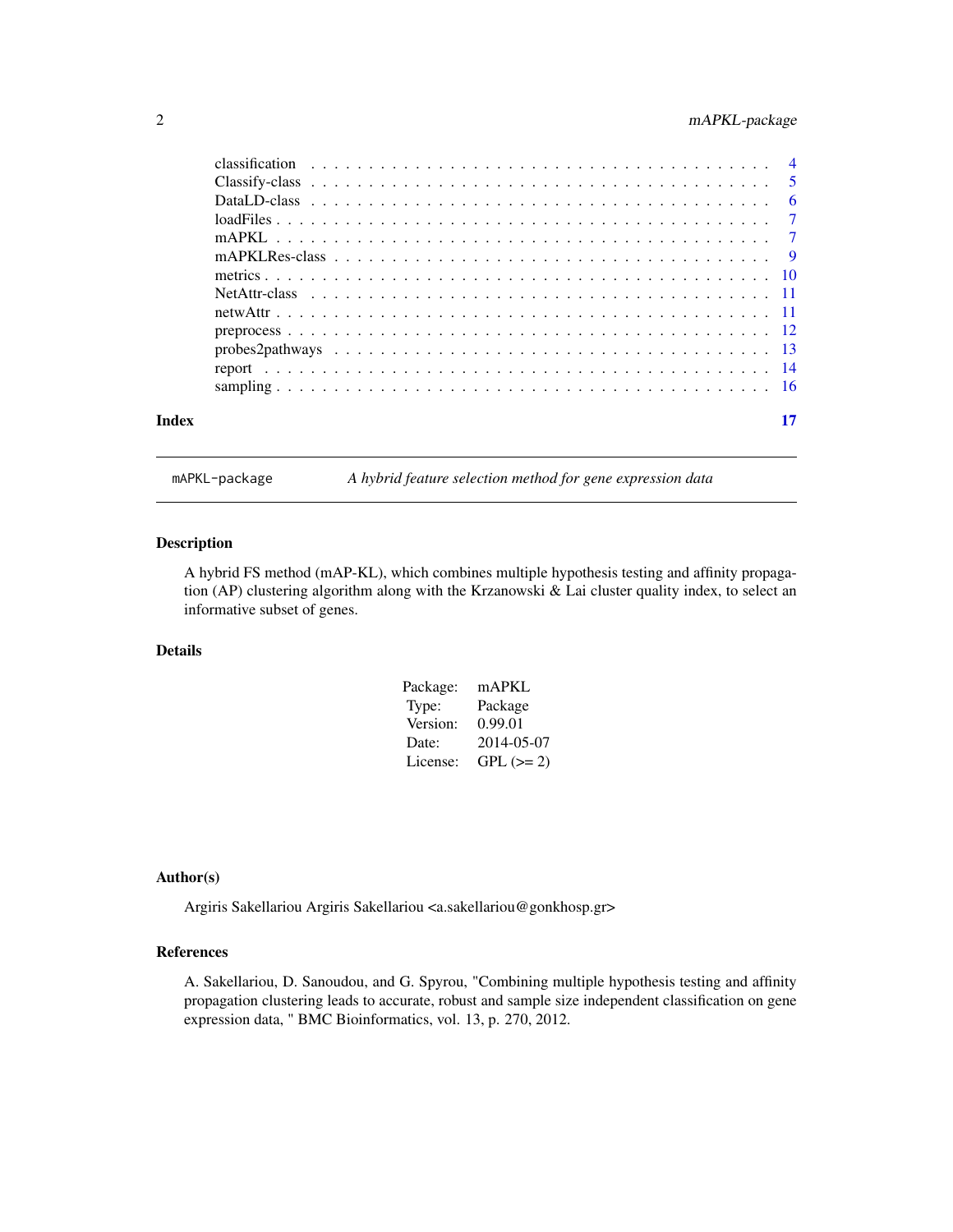| | |
|---|---|
| classification | 4 |
| Classify-class | 5 |
| DataLD-class | 6 |
| loadFiles | 7 |
| mAPKL | 7 |
| mAPKLRes-class | 9 |
| metrics | 10 |
| NetAttr-class | 11 |
| netwAttr | 11 |
| preprocess | 12 |
| probes2pathways | 13 |
| report | 14 |
| sampling | 16 |

**Index** 17

---

`mAPKL-package` *A hybrid feature selection method for gene expression data*

---

## Description

A hybrid FS method (mAP-KL), which combines multiple hypothesis testing and affinity propagation (AP) clustering algorithm along with the Krzanowski & Lai cluster quality index, to select an informative subset of genes.

## Details

| | |
|---|---|
| Package: | mAPKL |
| Type: | Package |
| Version: | 0.99.01 |
| Date: | 2014-05-07 |
| License: | GPL (>= 2) |

## Author(s)

Argiris Sakellariou Argiris Sakellariou <a.sakellariou@gonkhosp.gr>

## References

A. Sakellariou, D. Sanoudou, and G. Spyrou, "Combining multiple hypothesis testing and affinity propagation clustering leads to accurate, robust and sample size independent classification on gene expression data, " BMC Bioinformatics, vol. 13, p. 270, 2012.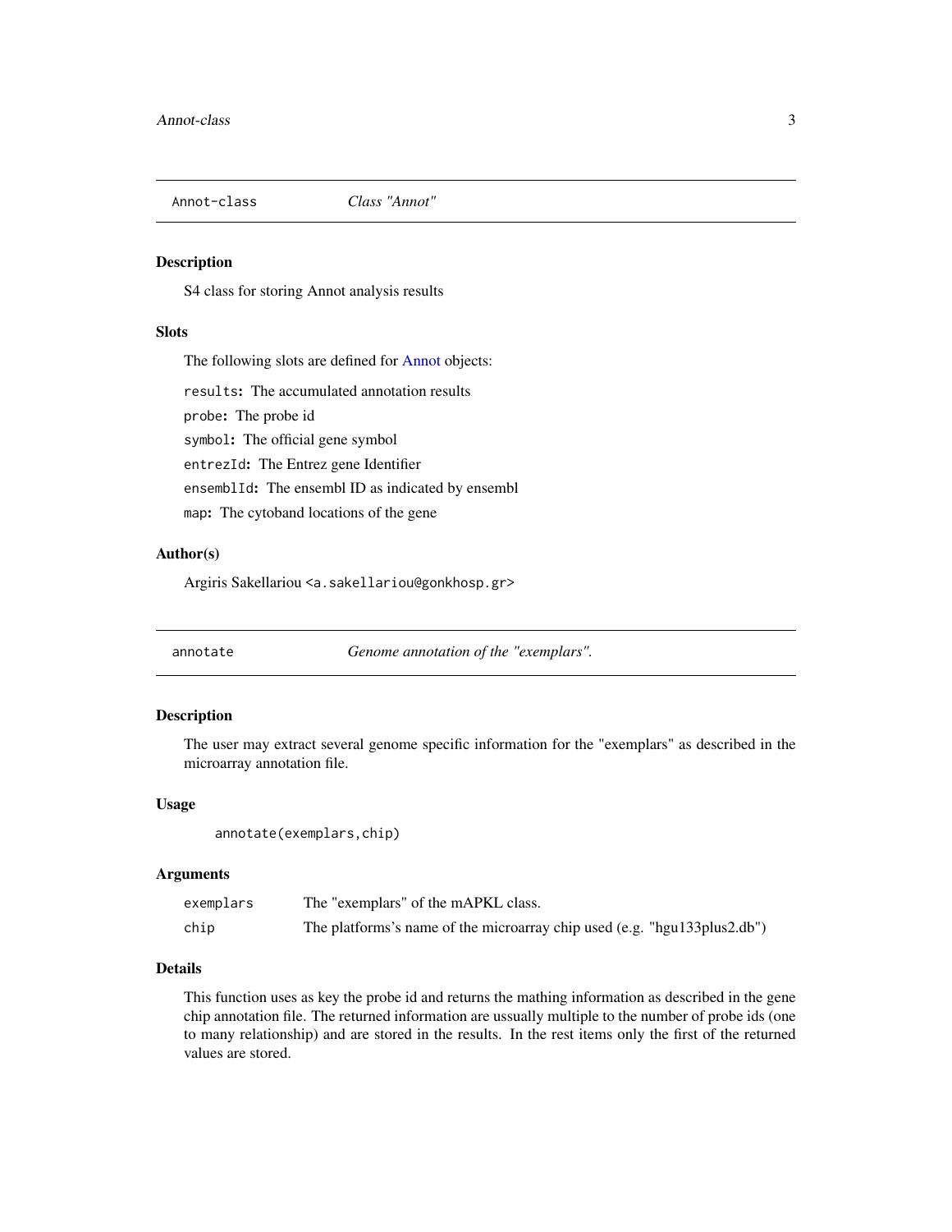## Annot-class &nbsp;&nbsp;&nbsp;&nbsp; *Class "Annot"*

### Description

S4 class for storing Annot analysis results

### Slots

The following slots are defined for Annot objects:

- `results`: The accumulated annotation results
- `probe`: The probe id
- `symbol`: The official gene symbol
- `entrezId`: The Entrez gene Identifier
- `ensemblId`: The ensembl ID as indicated by ensembl
- `map`: The cytoband locations of the gene

### Author(s)

Argiris Sakellariou <a.sakellariou@gonkhosp.gr>

## annotate &nbsp;&nbsp;&nbsp;&nbsp; *Genome annotation of the "exemplars".*

### Description

The user may extract several genome specific information for the "exemplars" as described in the microarray annotation file.

### Usage

```
annotate(exemplars,chip)
```

### Arguments

| | |
|---|---|
| `exemplars` | The "exemplars" of the mAPKL class. |
| `chip` | The platforms's name of the microarray chip used (e.g. "hgu133plus2.db") |

### Details

This function uses as key the probe id and returns the mathing information as described in the gene chip annotation file. The returned information are ussually multiple to the number of probe ids (one to many relationship) and are stored in the results. In the rest items only the first of the returned values are stored.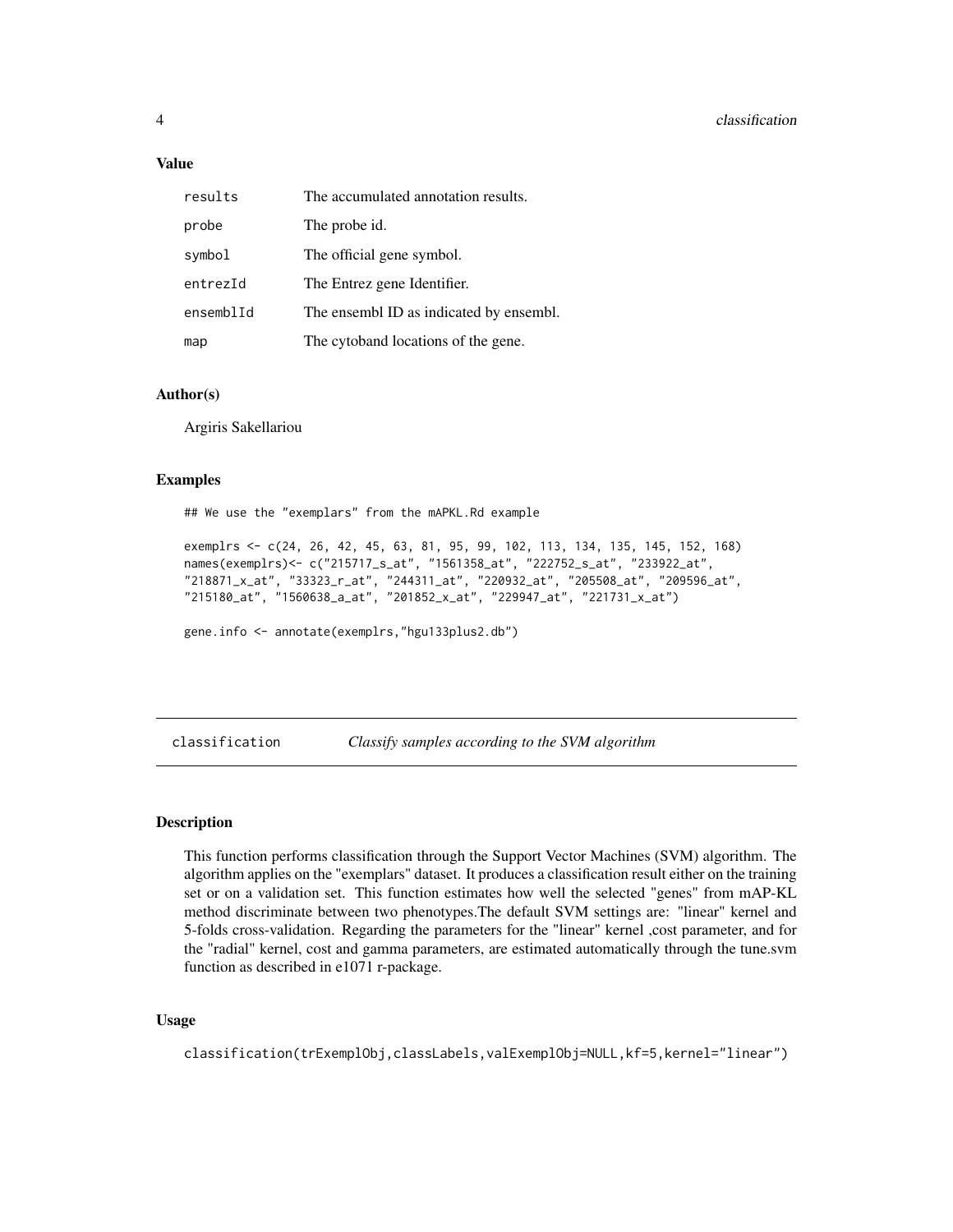### Value

| | |
|---|---|
| `results` | The accumulated annotation results. |
| `probe` | The probe id. |
| `symbol` | The official gene symbol. |
| `entrezId` | The Entrez gene Identifier. |
| `ensemblId` | The ensembl ID as indicated by ensembl. |
| `map` | The cytoband locations of the gene. |

### Author(s)

Argiris Sakellariou

### Examples

```
## We use the "exemplars" from the mAPKL.Rd example

exemplrs <- c(24, 26, 42, 45, 63, 81, 95, 99, 102, 113, 134, 135, 145, 152, 168)
names(exemplrs)<- c("215717_s_at", "1561358_at", "222752_s_at", "233922_at",
"218871_x_at", "33323_r_at", "244311_at", "220932_at", "205508_at", "209596_at",
"215180_at", "1560638_a_at", "201852_x_at", "229947_at", "221731_x_at")

gene.info <- annotate(exemplrs,"hgu133plus2.db")
```

---

## classification — *Classify samples according to the SVM algorithm*

### Description

This function performs classification through the Support Vector Machines (SVM) algorithm. The algorithm applies on the "exemplars" dataset. It produces a classification result either on the training set or on a validation set. This function estimates how well the selected "genes" from mAP-KL method discriminate between two phenotypes.The default SVM settings are: "linear" kernel and 5-folds cross-validation. Regarding the parameters for the "linear" kernel ,cost parameter, and for the "radial" kernel, cost and gamma parameters, are estimated automatically through the tune.svm function as described in e1071 r-package.

### Usage

```
classification(trExemplObj,classLabels,valExemplObj=NULL,kf=5,kernel="linear")
```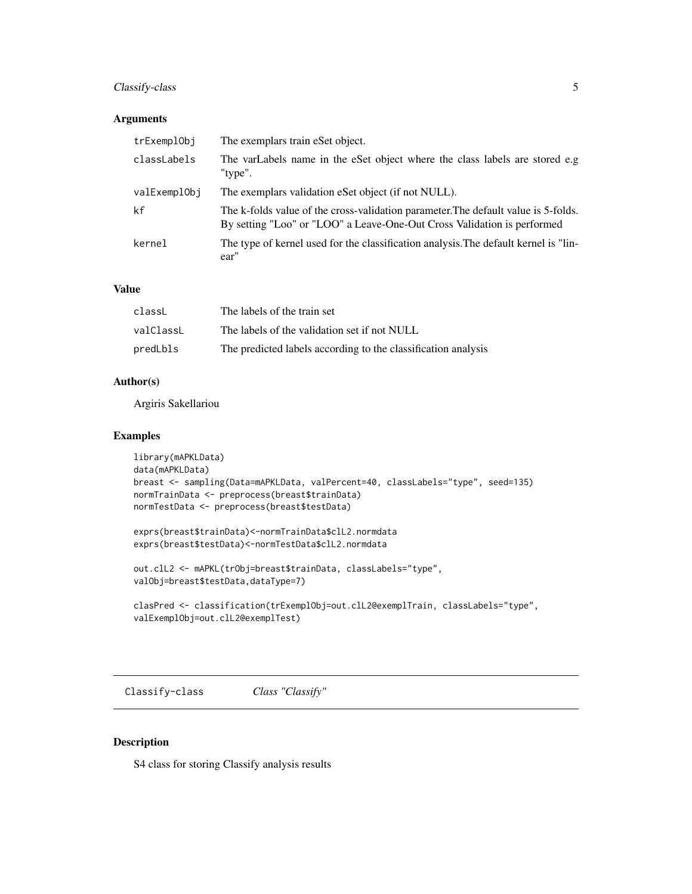## Arguments

| | |
|---|---|
| trExemplObj | The exemplars train eSet object. |
| classLabels | The varLabels name in the eSet object where the class labels are stored e.g "type". |
| valExemplObj | The exemplars validation eSet object (if not NULL). |
| kf | The k-folds value of the cross-validation parameter.The default value is 5-folds. By setting "Loo" or "LOO" a Leave-One-Out Cross Validation is performed |
| kernel | The type of kernel used for the classification analysis.The default kernel is "linear" |

## Value

| | |
|---|---|
| classL | The labels of the train set |
| valClassL | The labels of the validation set if not NULL |
| predLbls | The predicted labels according to the classification analysis |

## Author(s)

Argiris Sakellariou

## Examples

```
library(mAPKLData)
data(mAPKLData)
breast <- sampling(Data=mAPKLData, valPercent=40, classLabels="type", seed=135)
normTrainData <- preprocess(breast$trainData)
normTestData <- preprocess(breast$testData)

exprs(breast$trainData)<-normTrainData$clL2.normdata
exprs(breast$testData)<-normTestData$clL2.normdata

out.clL2 <- mAPKL(trObj=breast$trainData, classLabels="type",
valObj=breast$testData,dataType=7)

clasPred <- classification(trExemplObj=out.clL2@exemplTrain, classLabels="type",
valExemplObj=out.clL2@exemplTest)
```

---

# Classify-class *Class "Classify"*

## Description

S4 class for storing Classify analysis results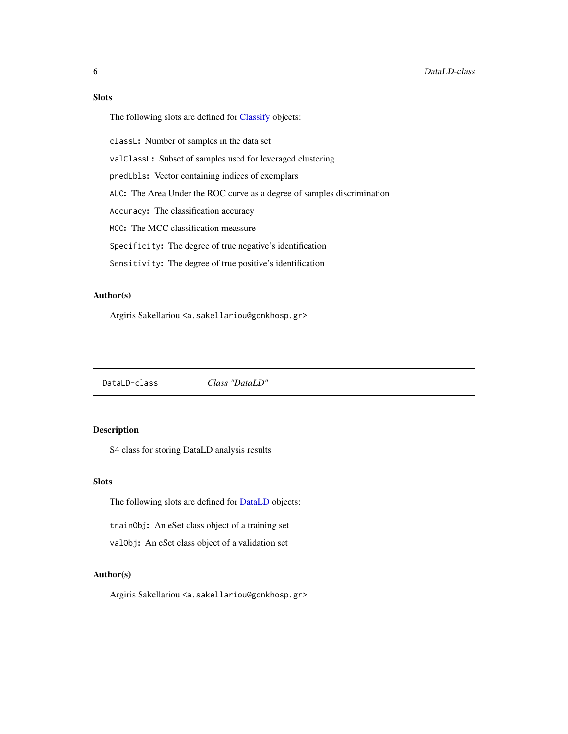### Slots

The following slots are defined for Classify objects:

`classL`: Number of samples in the data set

`valClassL`: Subset of samples used for leveraged clustering

`predLbls`: Vector containing indices of exemplars

`AUC`: The Area Under the ROC curve as a degree of samples discrimination

`Accuracy`: The classification accuracy

`MCC`: The MCC classification meassure

`Specificity`: The degree of true negative's identification

`Sensitivity`: The degree of true positive's identification

### Author(s)

Argiris Sakellariou <a.sakellariou@gonkhosp.gr>

---

## DataLD-class — *Class "DataLD"*

### Description

S4 class for storing DataLD analysis results

### Slots

The following slots are defined for DataLD objects:

`trainObj`: An eSet class object of a training set

`valObj`: An eSet class object of a validation set

### Author(s)

Argiris Sakellariou <a.sakellariou@gonkhosp.gr>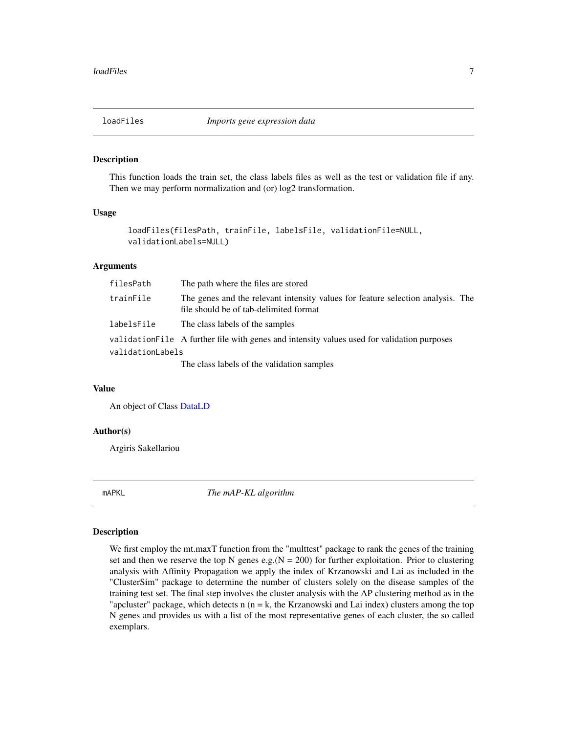## loadFiles — *Imports gene expression data*

### Description

This function loads the train set, the class labels files as well as the test or validation file if any. Then we may perform normalization and (or) log2 transformation.

### Usage

```
loadFiles(filesPath, trainFile, labelsFile, validationFile=NULL,
validationLabels=NULL)
```

### Arguments

| | |
|---|---|
| `filesPath` | The path where the files are stored |
| `trainFile` | The genes and the relevant intensity values for feature selection analysis. The file should be of tab-delimited format |
| `labelsFile` | The class labels of the samples |
| `validationFile` | A further file with genes and intensity values used for validation purposes |
| `validationLabels` | The class labels of the validation samples |

### Value

An object of Class DataLD

### Author(s)

Argiris Sakellariou

## mAPKL — *The mAP-KL algorithm*

### Description

We first employ the mt.maxT function from the "multtest" package to rank the genes of the training set and then we reserve the top N genes e.g.(N = 200) for further exploitation. Prior to clustering analysis with Affinity Propagation we apply the index of Krzanowski and Lai as included in the "ClusterSim" package to determine the number of clusters solely on the disease samples of the training test set. The final step involves the cluster analysis with the AP clustering method as in the "apcluster" package, which detects n (n = k, the Krzanowski and Lai index) clusters among the top N genes and provides us with a list of the most representative genes of each cluster, the so called exemplars.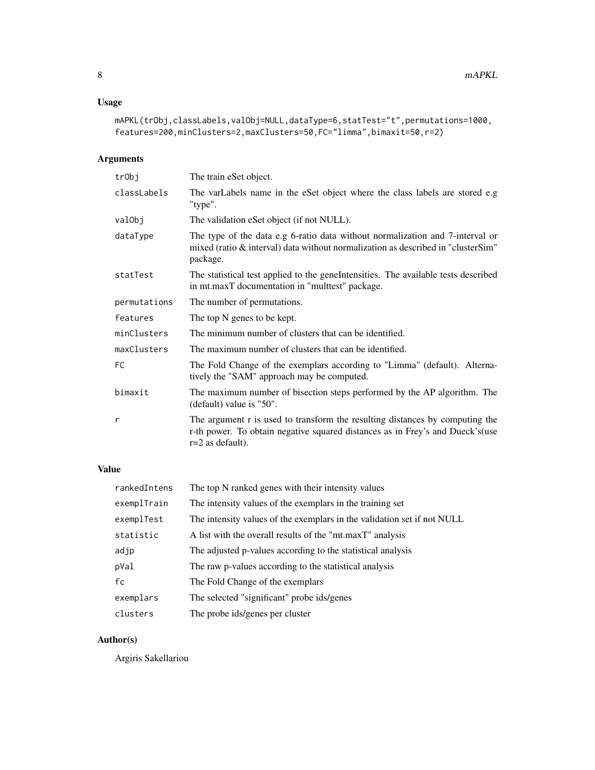## Usage

```
mAPKL(trObj,classLabels,valObj=NULL,dataType=6,statTest="t",permutations=1000,
features=200,minClusters=2,maxClusters=50,FC="limma",bimaxit=50,r=2)
```

## Arguments

| | |
|---|---|
| `trObj` | The train eSet object. |
| `classLabels` | The varLabels name in the eSet object where the class labels are stored e.g "type". |
| `valObj` | The validation eSet object (if not NULL). |
| `dataType` | The type of the data e.g 6-ratio data without normalization and 7-interval or mixed (ratio & interval) data without normalization as described in "clusterSim" package. |
| `statTest` | The statistical test applied to the geneIntensities. The available tests described in mt.maxT documentation in "multtest" package. |
| `permutations` | The number of permutations. |
| `features` | The top N genes to be kept. |
| `minClusters` | The minimum number of clusters that can be identified. |
| `maxClusters` | The maximum number of clusters that can be identified. |
| `FC` | The Fold Change of the exemplars according to "Limma" (default). Alternatively the "SAM" approach may be computed. |
| `bimaxit` | The maximum number of bisection steps performed by the AP algorithm. The (default) value is "50". |
| `r` | The argument r is used to transform the resulting distances by computing the r-th power. To obtain negative squared distances as in Frey's and Dueck's(use r=2 as default). |

## Value

| | |
|---|---|
| `rankedIntens` | The top N ranked genes with their intensity values |
| `exemplTrain` | The intensity values of the exemplars in the training set |
| `exemplTest` | The intensity values of the exemplars in the validation set if not NULL |
| `statistic` | A list with the overall results of the "mt.maxT" analysis |
| `adjp` | The adjusted p-values according to the statistical analysis |
| `pVal` | The raw p-values according to the statistical analysis |
| `fc` | The Fold Change of the exemplars |
| `exemplars` | The selected "significant" probe ids/genes |
| `clusters` | The probe ids/genes per cluster |

## Author(s)

Argiris Sakellariou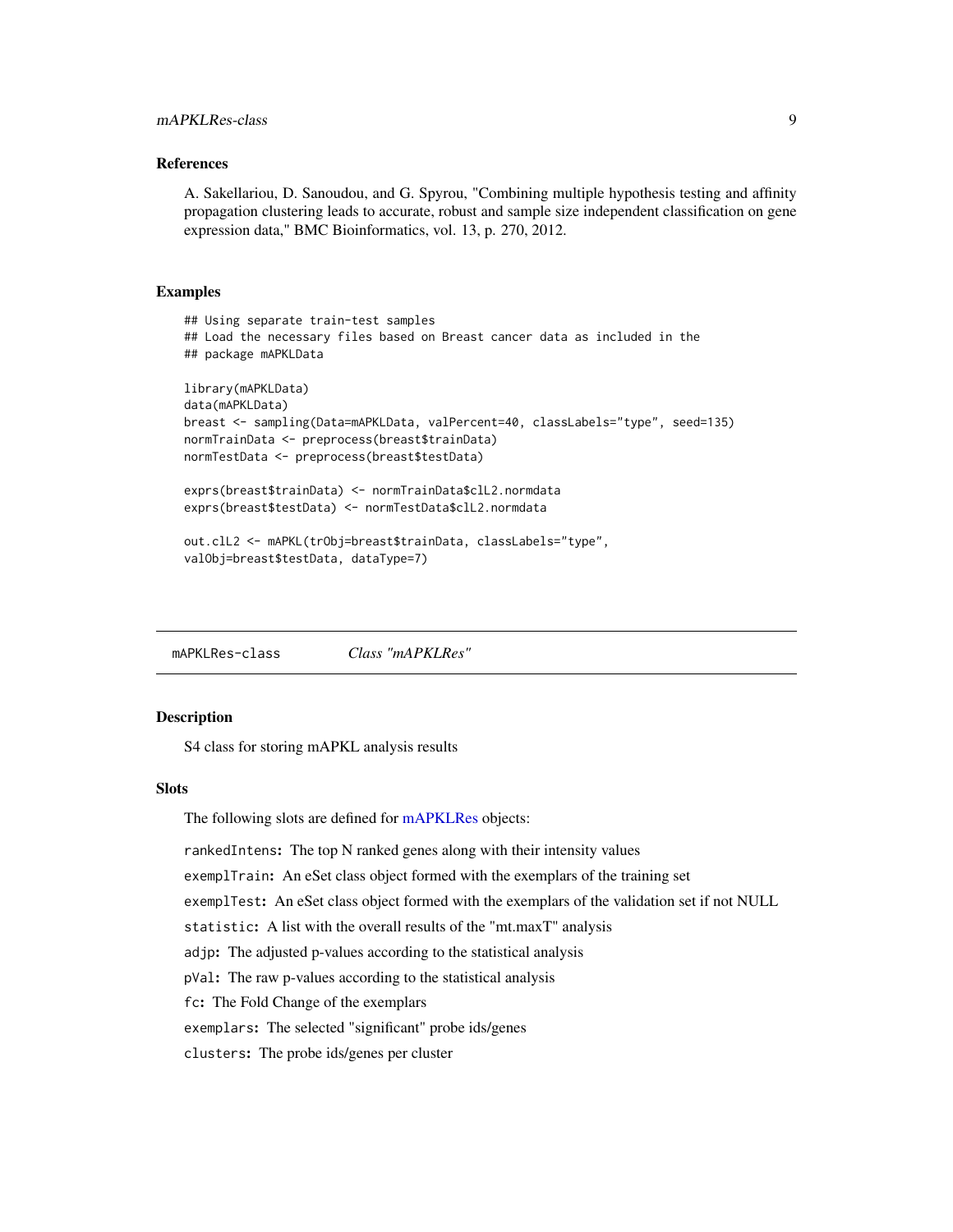### References

A. Sakellariou, D. Sanoudou, and G. Spyrou, "Combining multiple hypothesis testing and affinity propagation clustering leads to accurate, robust and sample size independent classification on gene expression data," BMC Bioinformatics, vol. 13, p. 270, 2012.

### Examples

```
## Using separate train-test samples
## Load the necessary files based on Breast cancer data as included in the
## package mAPKLData

library(mAPKLData)
data(mAPKLData)
breast <- sampling(Data=mAPKLData, valPercent=40, classLabels="type", seed=135)
normTrainData <- preprocess(breast$trainData)
normTestData <- preprocess(breast$testData)

exprs(breast$trainData) <- normTrainData$clL2.normdata
exprs(breast$testData) <- normTestData$clL2.normdata

out.clL2 <- mAPKL(trObj=breast$trainData, classLabels="type",
valObj=breast$testData, dataType=7)
```

---

## mAPKLRes-class    *Class "mAPKLRes"*

---

### Description

S4 class for storing mAPKL analysis results

### Slots

The following slots are defined for mAPKLRes objects:

`rankedIntens`: The top N ranked genes along with their intensity values

`exemplTrain`: An eSet class object formed with the exemplars of the training set

`exemplTest`: An eSet class object formed with the exemplars of the validation set if not NULL

`statistic`: A list with the overall results of the "mt.maxT" analysis

`adjp`: The adjusted p-values according to the statistical analysis

`pVal`: The raw p-values according to the statistical analysis

`fc`: The Fold Change of the exemplars

`exemplars`: The selected "significant" probe ids/genes

`clusters`: The probe ids/genes per cluster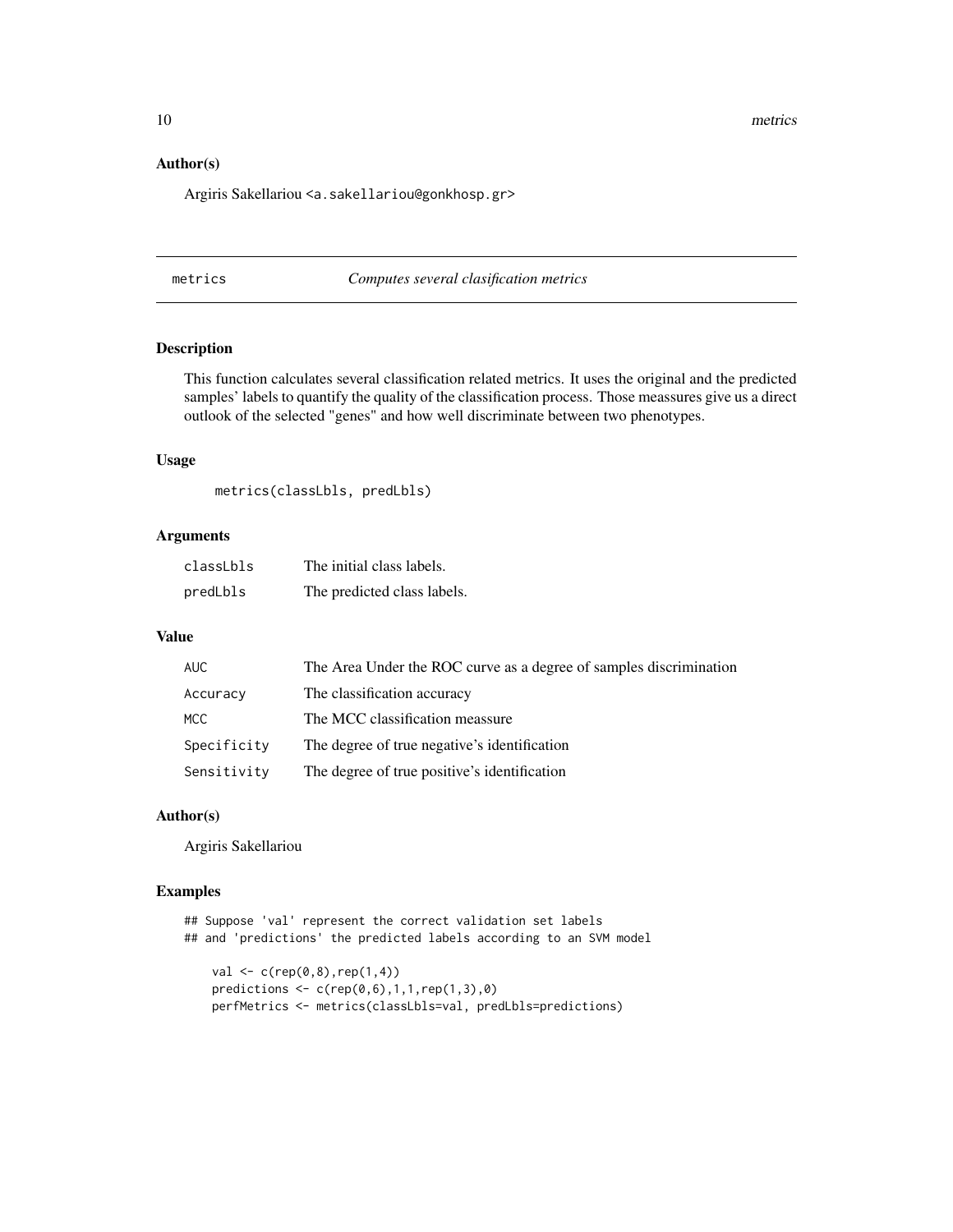## Author(s)

Argiris Sakellariou <a.sakellariou@gonkhosp.gr>

---

# metrics — *Computes several clasification metrics*

---

## Description

This function calculates several classification related metrics. It uses the original and the predicted samples' labels to quantify the quality of the classification process. Those meassures give us a direct outlook of the selected "genes" and how well discriminate between two phenotypes.

## Usage

```
metrics(classLbls, predLbls)
```

## Arguments

| | |
|---|---|
| `classLbls` | The initial class labels. |
| `predLbls` | The predicted class labels. |

## Value

| | |
|---|---|
| `AUC` | The Area Under the ROC curve as a degree of samples discrimination |
| `Accuracy` | The classification accuracy |
| `MCC` | The MCC classification meassure |
| `Specificity` | The degree of true negative's identification |
| `Sensitivity` | The degree of true positive's identification |

## Author(s)

Argiris Sakellariou

## Examples

```
## Suppose 'val' represent the correct validation set labels
## and 'predictions' the predicted labels according to an SVM model

    val <- c(rep(0,8),rep(1,4))
    predictions <- c(rep(0,6),1,1,rep(1,3),0)
    perfMetrics <- metrics(classLbls=val, predLbls=predictions)
```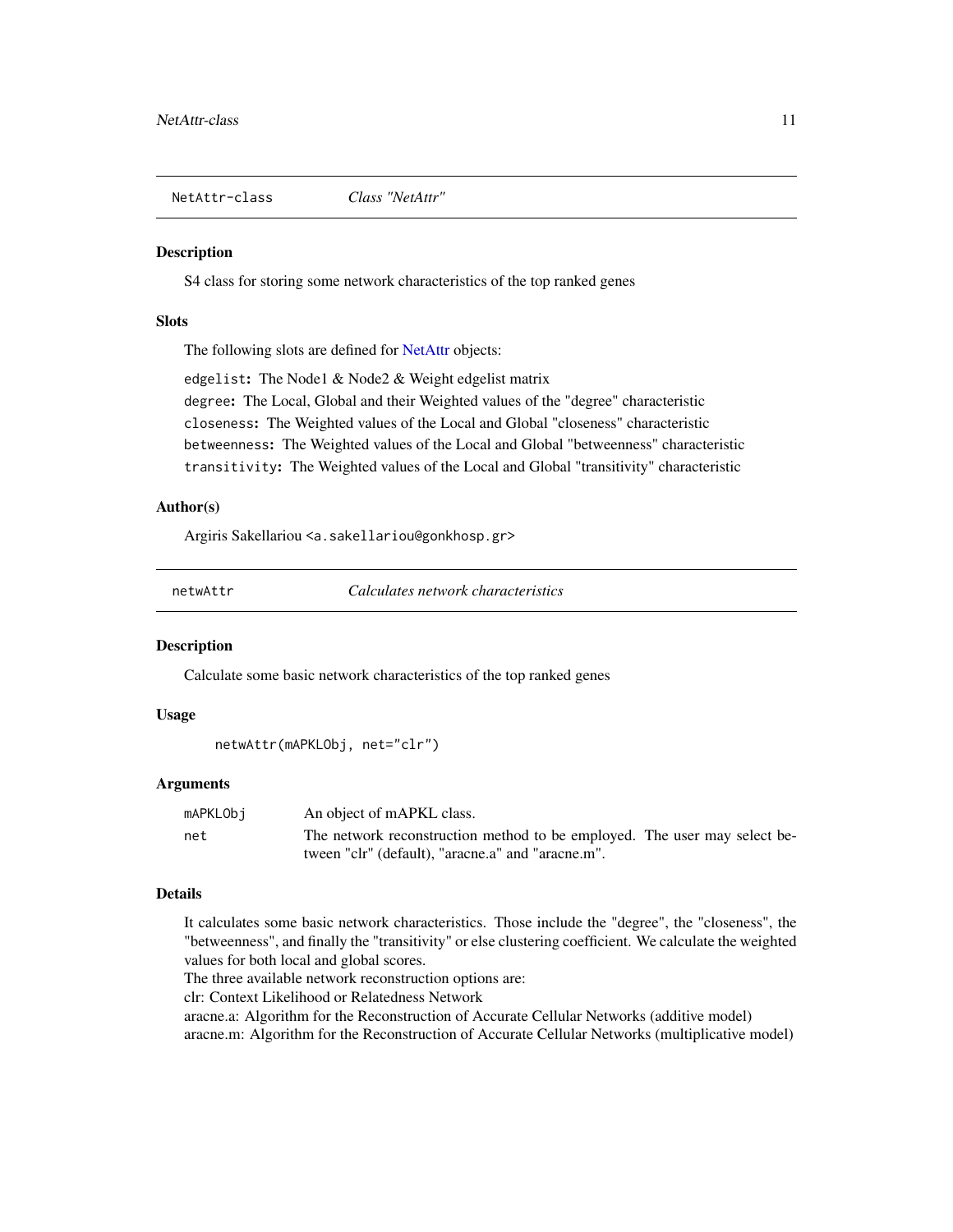## NetAttr-class — *Class "NetAttr"*

### Description

S4 class for storing some network characteristics of the top ranked genes

### Slots

The following slots are defined for NetAttr objects:

`edgelist`**:** The Node1 & Node2 & Weight edgelist matrix
`degree`**:** The Local, Global and their Weighted values of the "degree" characteristic
`closeness`**:** The Weighted values of the Local and Global "closeness" characteristic
`betweenness`**:** The Weighted values of the Local and Global "betweenness" characteristic
`transitivity`**:** The Weighted values of the Local and Global "transitivity" characteristic

### Author(s)

Argiris Sakellariou <`a.sakellariou@gonkhosp.gr`>

## netwAttr — *Calculates network characteristics*

### Description

Calculate some basic network characteristics of the top ranked genes

### Usage

```
netwAttr(mAPKLObj, net="clr")
```

### Arguments

| | |
|---|---|
| `mAPKLObj` | An object of mAPKL class. |
| `net` | The network reconstruction method to be employed. The user may select between "clr" (default), "aracne.a" and "aracne.m". |

### Details

It calculates some basic network characteristics. Those include the "degree", the "closeness", the "betweenness", and finally the "transitivity" or else clustering coefficient. We calculate the weighted values for both local and global scores.
The three available network reconstruction options are:
clr: Context Likelihood or Relatedness Network
aracne.a: Algorithm for the Reconstruction of Accurate Cellular Networks (additive model)
aracne.m: Algorithm for the Reconstruction of Accurate Cellular Networks (multiplicative model)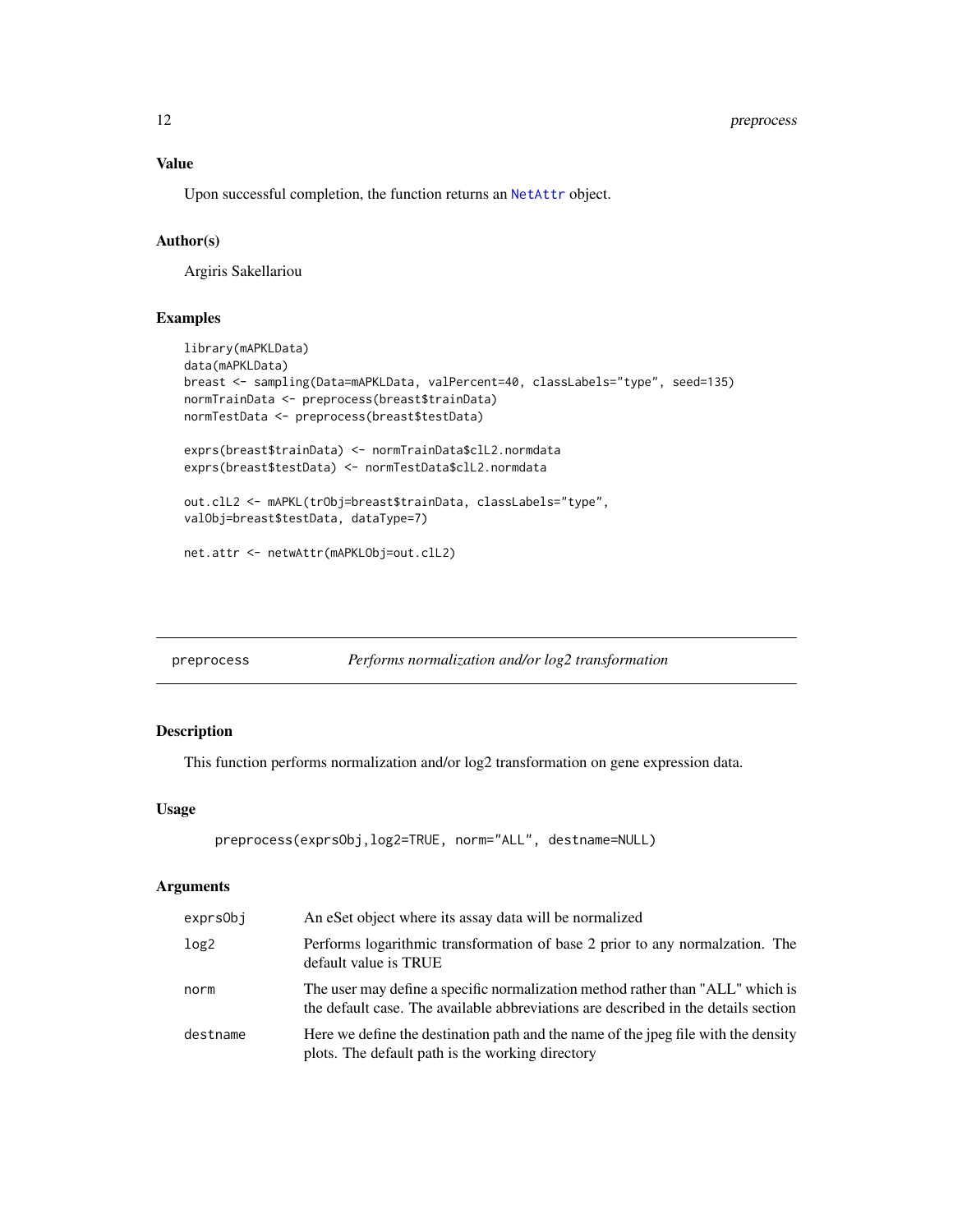## Value

Upon successful completion, the function returns an NetAttr object.

## Author(s)

Argiris Sakellariou

## Examples

```
library(mAPKLData)
data(mAPKLData)
breast <- sampling(Data=mAPKLData, valPercent=40, classLabels="type", seed=135)
normTrainData <- preprocess(breast$trainData)
normTestData <- preprocess(breast$testData)

exprs(breast$trainData) <- normTrainData$clL2.normdata
exprs(breast$testData) <- normTestData$clL2.normdata

out.clL2 <- mAPKL(trObj=breast$trainData, classLabels="type",
valObj=breast$testData, dataType=7)

net.attr <- netwAttr(mAPKLObj=out.clL2)
```

---

# preprocess — *Performs normalization and/or log2 transformation*

## Description

This function performs normalization and/or log2 transformation on gene expression data.

## Usage

```
preprocess(exprsObj,log2=TRUE, norm="ALL", destname=NULL)
```

## Arguments

| | |
|---|---|
| exprsObj | An eSet object where its assay data will be normalized |
| log2 | Performs logarithmic transformation of base 2 prior to any normalzation. The default value is TRUE |
| norm | The user may define a specific normalization method rather than "ALL" which is the default case. The available abbreviations are described in the details section |
| destname | Here we define the destination path and the name of the jpeg file with the density plots. The default path is the working directory |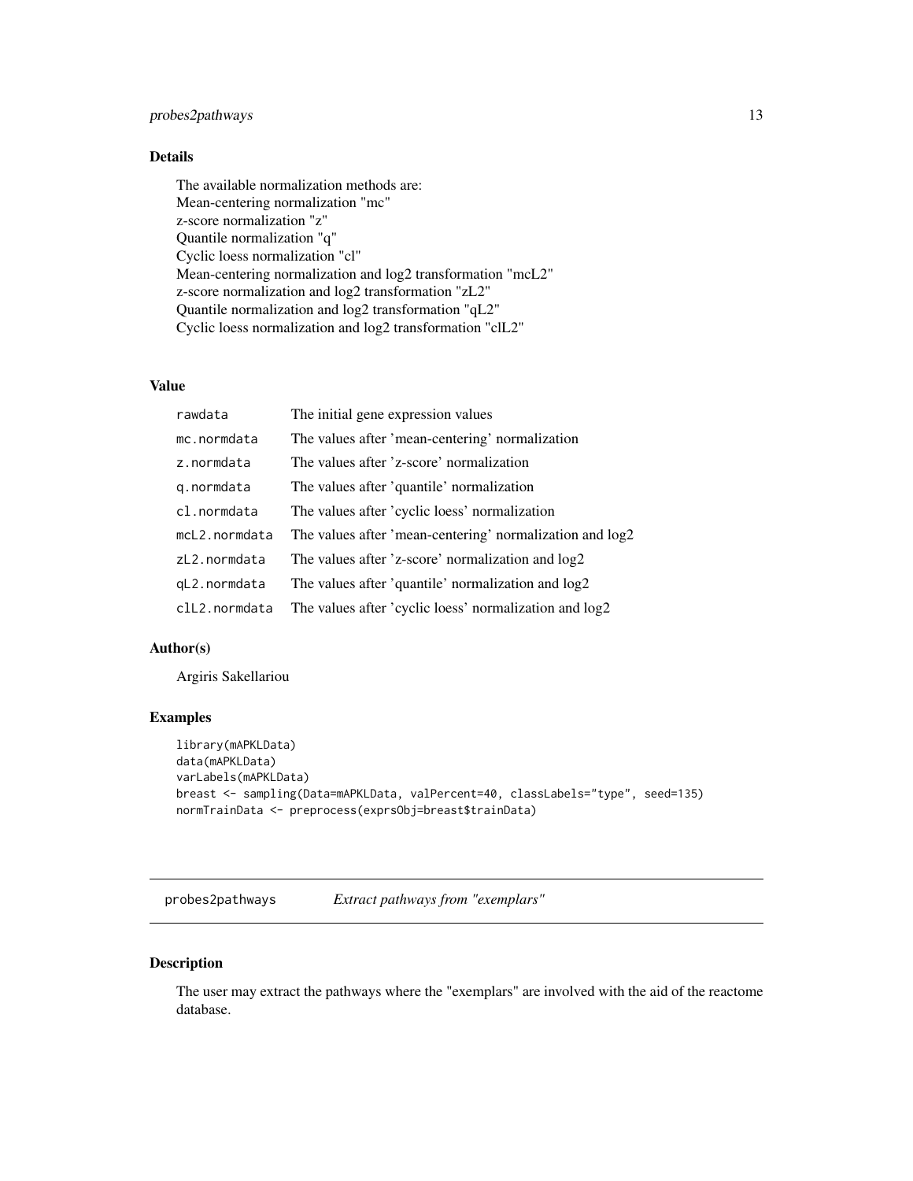## Details

The available normalization methods are:
Mean-centering normalization "mc"
z-score normalization "z"
Quantile normalization "q"
Cyclic loess normalization "cl"
Mean-centering normalization and log2 transformation "mcL2"
z-score normalization and log2 transformation "zL2"
Quantile normalization and log2 transformation "qL2"
Cyclic loess normalization and log2 transformation "clL2"

## Value

| | |
|---|---|
| rawdata | The initial gene expression values |
| mc.normdata | The values after 'mean-centering' normalization |
| z.normdata | The values after 'z-score' normalization |
| q.normdata | The values after 'quantile' normalization |
| cl.normdata | The values after 'cyclic loess' normalization |
| mcL2.normdata | The values after 'mean-centering' normalization and log2 |
| zL2.normdata | The values after 'z-score' normalization and log2 |
| qL2.normdata | The values after 'quantile' normalization and log2 |
| clL2.normdata | The values after 'cyclic loess' normalization and log2 |

## Author(s)

Argiris Sakellariou

## Examples

```
library(mAPKLData)
data(mAPKLData)
varLabels(mAPKLData)
breast <- sampling(Data=mAPKLData, valPercent=40, classLabels="type", seed=135)
normTrainData <- preprocess(exprsObj=breast$trainData)
```

---

# probes2pathways &nbsp;&nbsp;&nbsp; *Extract pathways from "exemplars"*

---

## Description

The user may extract the pathways where the "exemplars" are involved with the aid of the reactome database.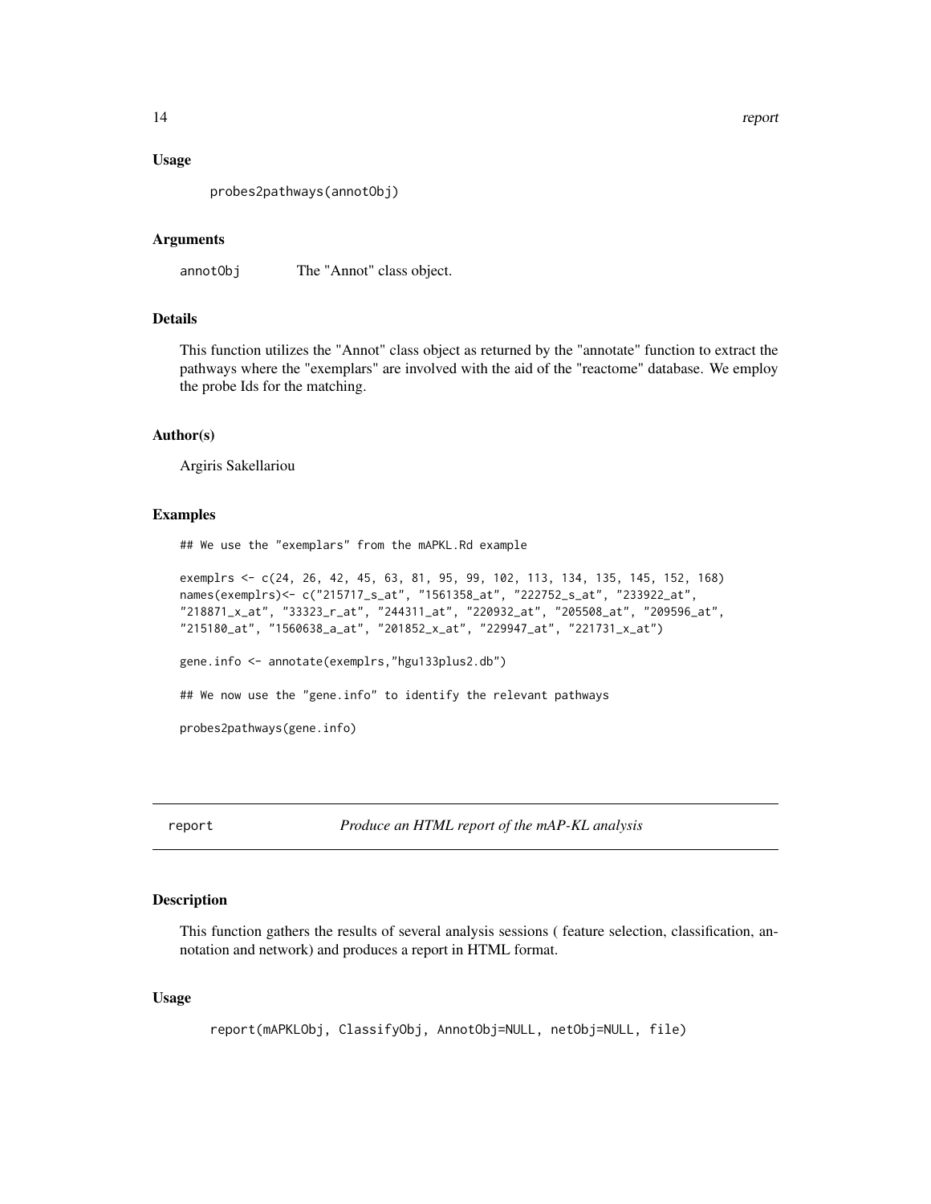### Usage

```
probes2pathways(annotObj)
```

### Arguments

annotObj The "Annot" class object.

### Details

This function utilizes the "Annot" class object as returned by the "annotate" function to extract the pathways where the "exemplars" are involved with the aid of the "reactome" database. We employ the probe Ids for the matching.

### Author(s)

Argiris Sakellariou

### Examples

```
## We use the "exemplars" from the mAPKL.Rd example

exemplrs <- c(24, 26, 42, 45, 63, 81, 95, 99, 102, 113, 134, 135, 145, 152, 168)
names(exemplrs)<- c("215717_s_at", "1561358_at", "222752_s_at", "233922_at",
"218871_x_at", "33323_r_at", "244311_at", "220932_at", "205508_at", "209596_at",
"215180_at", "1560638_a_at", "201852_x_at", "229947_at", "221731_x_at")

gene.info <- annotate(exemplrs,"hgu133plus2.db")

## We now use the "gene.info" to identify the relevant pathways

probes2pathways(gene.info)
```

---

## report *Produce an HTML report of the mAP-KL analysis*

---

### Description

This function gathers the results of several analysis sessions ( feature selection, classification, annotation and network) and produces a report in HTML format.

### Usage

```
report(mAPKLObj, ClassifyObj, AnnotObj=NULL, netObj=NULL, file)
```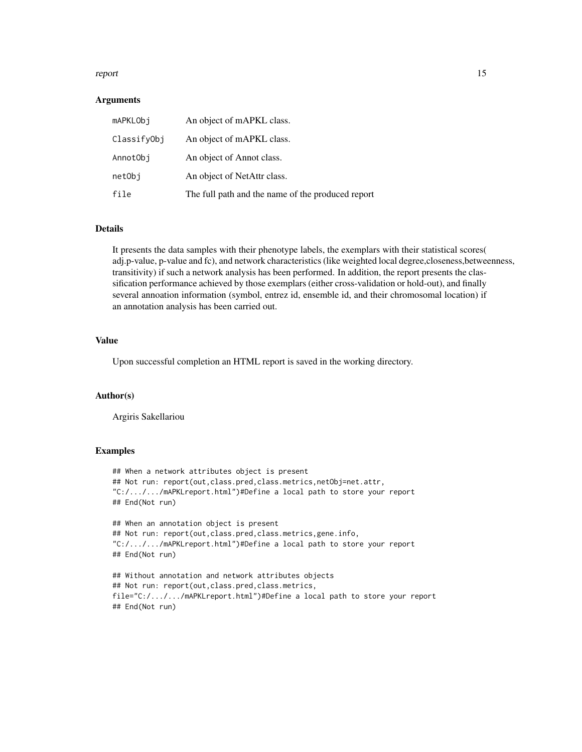### Arguments

| | |
|---|---|
| `mAPKLObj` | An object of mAPKL class. |
| `ClassifyObj` | An object of mAPKL class. |
| `AnnotObj` | An object of Annot class. |
| `netObj` | An object of NetAttr class. |
| `file` | The full path and the name of the produced report |

### Details

It presents the data samples with their phenotype labels, the exemplars with their statistical scores( adj.p-value, p-value and fc), and network characteristics (like weighted local degree,closeness,betweenness, transitivity) if such a network analysis has been performed. In addition, the report presents the classification performance achieved by those exemplars (either cross-validation or hold-out), and finally several annoation information (symbol, entrez id, ensemble id, and their chromosomal location) if an annotation analysis has been carried out.

### Value

Upon successful completion an HTML report is saved in the working directory.

### Author(s)

Argiris Sakellariou

### Examples

```
## When a network attributes object is present
## Not run: report(out,class.pred,class.metrics,netObj=net.attr,
"C:/.../.../mAPKLreport.html")#Define a local path to store your report
## End(Not run)

## When an annotation object is present
## Not run: report(out,class.pred,class.metrics,gene.info,
"C:/.../.../mAPKLreport.html")#Define a local path to store your report
## End(Not run)

## Without annotation and network attributes objects
## Not run: report(out,class.pred,class.metrics,
file="C:/.../.../mAPKLreport.html")#Define a local path to store your report
## End(Not run)
```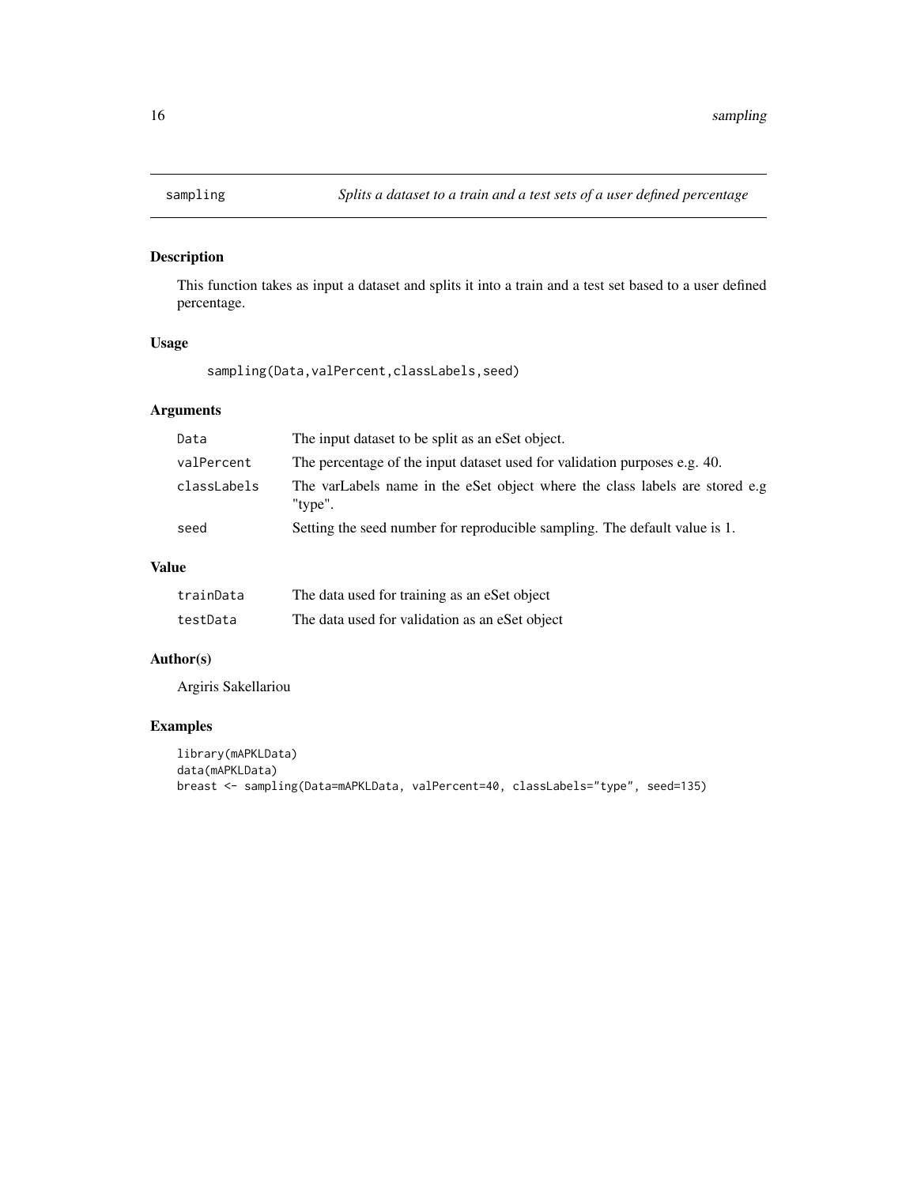## sampling — *Splits a dataset to a train and a test sets of a user defined percentage*

### Description

This function takes as input a dataset and splits it into a train and a test set based to a user defined percentage.

### Usage

```
sampling(Data,valPercent,classLabels,seed)
```

### Arguments

| | |
|---|---|
| `Data` | The input dataset to be split as an eSet object. |
| `valPercent` | The percentage of the input dataset used for validation purposes e.g. 40. |
| `classLabels` | The varLabels name in the eSet object where the class labels are stored e.g "type". |
| `seed` | Setting the seed number for reproducible sampling. The default value is 1. |

### Value

| | |
|---|---|
| `trainData` | The data used for training as an eSet object |
| `testData` | The data used for validation as an eSet object |

### Author(s)

Argiris Sakellariou

### Examples

```
library(mAPKLData)
data(mAPKLData)
breast <- sampling(Data=mAPKLData, valPercent=40, classLabels="type", seed=135)
```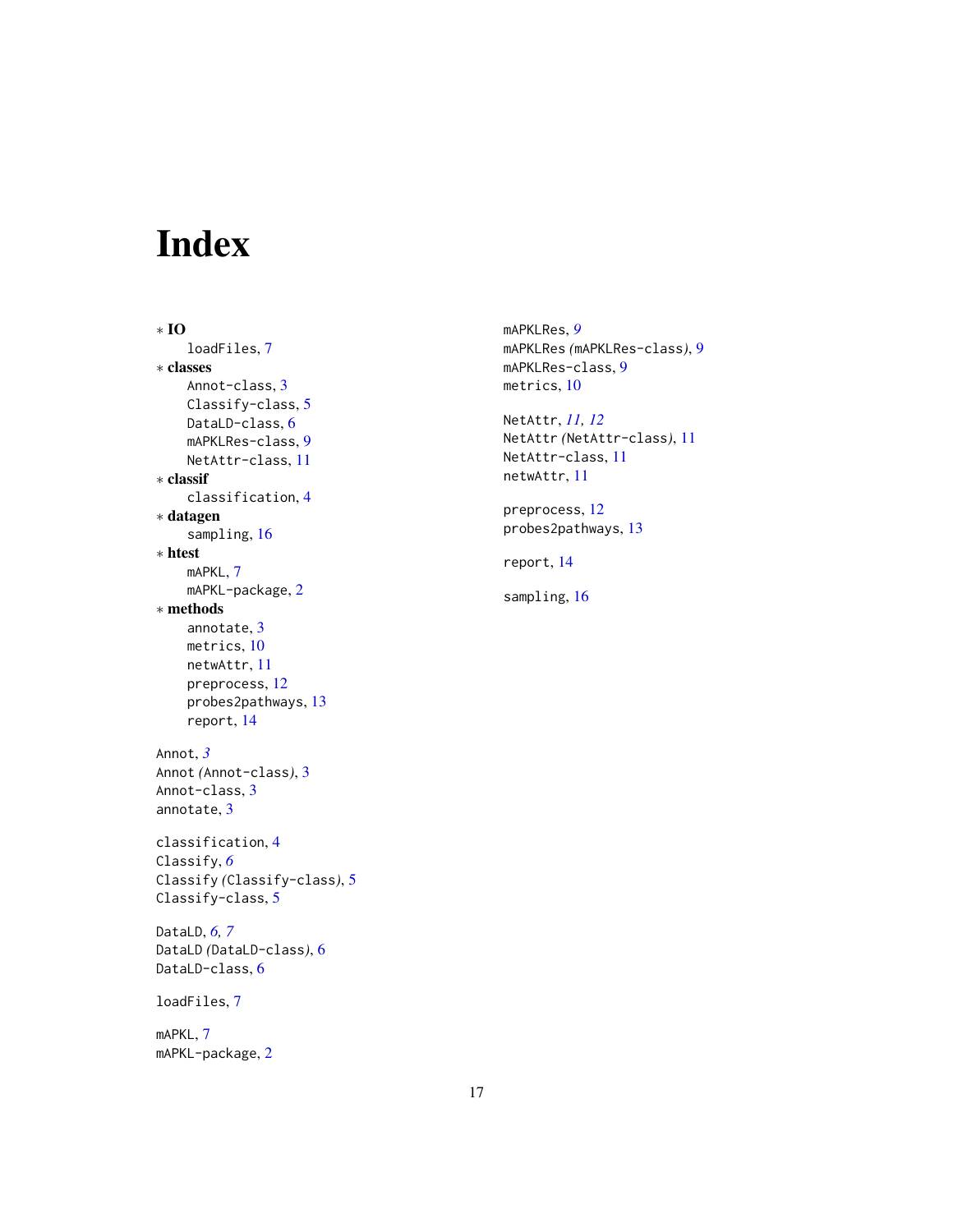# Index

∗ **IO**
  loadFiles, 7

∗ **classes**
  Annot-class, 3
  Classify-class, 5
  DataLD-class, 6
  mAPKLRes-class, 9
  NetAttr-class, 11

∗ **classif**
  classification, 4

∗ **datagen**
  sampling, 16

∗ **htest**
  mAPKL, 7
  mAPKL-package, 2

∗ **methods**
  annotate, 3
  metrics, 10
  netwAttr, 11
  preprocess, 12
  probes2pathways, 13
  report, 14

Annot, *3*
Annot (Annot-class), 3
Annot-class, 3
annotate, 3

classification, 4
Classify, *6*
Classify (Classify-class), 5
Classify-class, 5

DataLD, *6, 7*
DataLD (DataLD-class), 6
DataLD-class, 6

loadFiles, 7

mAPKL, 7
mAPKL-package, 2
mAPKLRes, *9*
mAPKLRes (mAPKLRes-class), 9
mAPKLRes-class, 9
metrics, 10

NetAttr, *11, 12*
NetAttr (NetAttr-class), 11
NetAttr-class, 11
netwAttr, 11

preprocess, 12
probes2pathways, 13

report, 14

sampling, 16